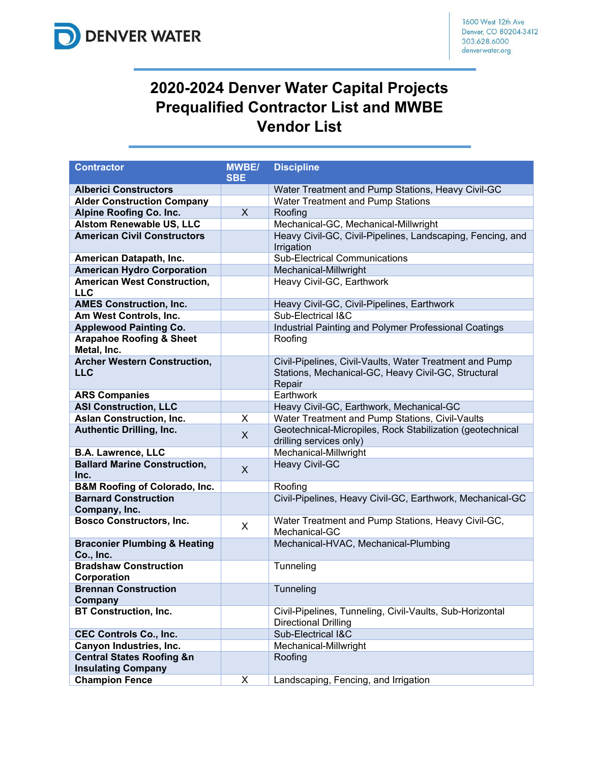DENVER WATER

1600 West 12th Ave
Denver, CO 80204-3412
303.628.6000
denverwater.org

# 2020-2024 Denver Water Capital Projects Prequalified Contractor List and MWBE Vendor List

| Contractor | MWBE/ SBE | Discipline |
|---|---|---|
| **Alberici Constructors** | | Water Treatment and Pump Stations, Heavy Civil-GC |
| **Alder Construction Company** | | Water Treatment and Pump Stations |
| **Alpine Roofing Co. Inc.** | X | Roofing |
| **Alstom Renewable US, LLC** | | Mechanical-GC, Mechanical-Millwright |
| **American Civil Constructors** | | Heavy Civil-GC, Civil-Pipelines, Landscaping, Fencing, and Irrigation |
| **American Datapath, Inc.** | | Sub-Electrical Communications |
| **American Hydro Corporation** | | Mechanical-Millwright |
| **American West Construction, LLC** | | Heavy Civil-GC, Earthwork |
| **AMES Construction, Inc.** | | Heavy Civil-GC, Civil-Pipelines, Earthwork |
| **Am West Controls, Inc.** | | Sub-Electrical I&C |
| **Applewood Painting Co.** | | Industrial Painting and Polymer Professional Coatings |
| **Arapahoe Roofing & Sheet Metal, Inc.** | | Roofing |
| **Archer Western Construction, LLC** | | Civil-Pipelines, Civil-Vaults, Water Treatment and Pump Stations, Mechanical-GC, Heavy Civil-GC, Structural Repair |
| **ARS Companies** | | Earthwork |
| **ASI Construction, LLC** | | Heavy Civil-GC, Earthwork, Mechanical-GC |
| **Aslan Construction, Inc.** | X | Water Treatment and Pump Stations, Civil-Vaults |
| **Authentic Drilling, Inc.** | X | Geotechnical-Micropiles, Rock Stabilization (geotechnical drilling services only) |
| **B.A. Lawrence, LLC** | | Mechanical-Millwright |
| **Ballard Marine Construction, Inc.** | X | Heavy Civil-GC |
| **B&M Roofing of Colorado, Inc.** | | Roofing |
| **Barnard Construction Company, Inc.** | | Civil-Pipelines, Heavy Civil-GC, Earthwork, Mechanical-GC |
| **Bosco Constructors, Inc.** | X | Water Treatment and Pump Stations, Heavy Civil-GC, Mechanical-GC |
| **Braconier Plumbing & Heating Co., Inc.** | | Mechanical-HVAC, Mechanical-Plumbing |
| **Bradshaw Construction Corporation** | | Tunneling |
| **Brennan Construction Company** | | Tunneling |
| **BT Construction, Inc.** | | Civil-Pipelines, Tunneling, Civil-Vaults, Sub-Horizontal Directional Drilling |
| **CEC Controls Co., Inc.** | | Sub-Electrical I&C |
| **Canyon Industries, Inc.** | | Mechanical-Millwright |
| **Central States Roofing &n Insulating Company** | | Roofing |
| **Champion Fence** | X | Landscaping, Fencing, and Irrigation |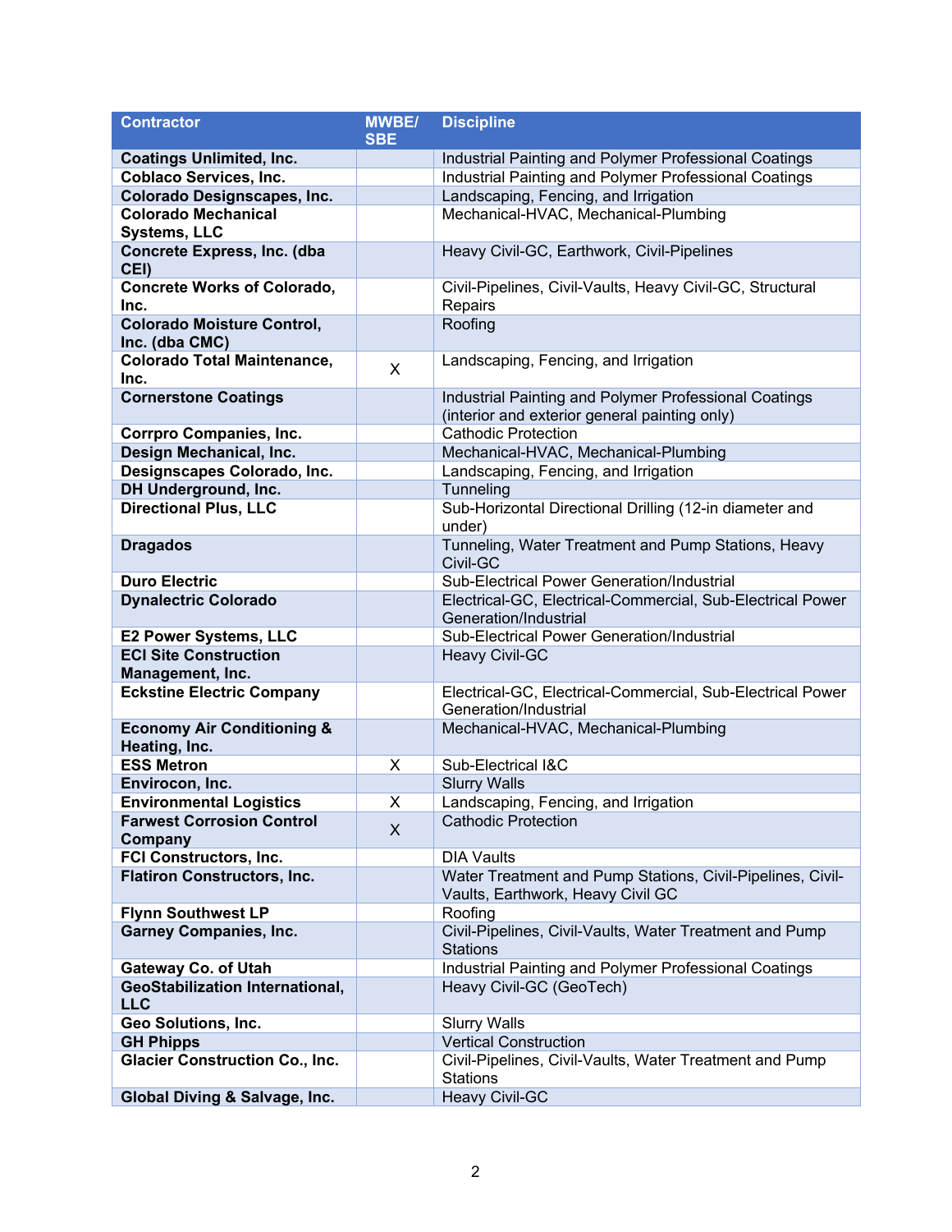| Contractor | MWBE/ SBE | Discipline |
| --- | --- | --- |
| **Coatings Unlimited, Inc.** | | Industrial Painting and Polymer Professional Coatings |
| **Coblaco Services, Inc.** | | Industrial Painting and Polymer Professional Coatings |
| **Colorado Designscapes, Inc.** | | Landscaping, Fencing, and Irrigation |
| **Colorado Mechanical Systems, LLC** | | Mechanical-HVAC, Mechanical-Plumbing |
| **Concrete Express, Inc. (dba CEI)** | | Heavy Civil-GC, Earthwork, Civil-Pipelines |
| **Concrete Works of Colorado, Inc.** | | Civil-Pipelines, Civil-Vaults, Heavy Civil-GC, Structural Repairs |
| **Colorado Moisture Control, Inc. (dba CMC)** | | Roofing |
| **Colorado Total Maintenance, Inc.** | X | Landscaping, Fencing, and Irrigation |
| **Cornerstone Coatings** | | Industrial Painting and Polymer Professional Coatings (interior and exterior general painting only) |
| **Corrpro Companies, Inc.** | | Cathodic Protection |
| **Design Mechanical, Inc.** | | Mechanical-HVAC, Mechanical-Plumbing |
| **Designscapes Colorado, Inc.** | | Landscaping, Fencing, and Irrigation |
| **DH Underground, Inc.** | | Tunneling |
| **Directional Plus, LLC** | | Sub-Horizontal Directional Drilling (12-in diameter and under) |
| **Dragados** | | Tunneling, Water Treatment and Pump Stations, Heavy Civil-GC |
| **Duro Electric** | | Sub-Electrical Power Generation/Industrial |
| **Dynalectric Colorado** | | Electrical-GC, Electrical-Commercial, Sub-Electrical Power Generation/Industrial |
| **E2 Power Systems, LLC** | | Sub-Electrical Power Generation/Industrial |
| **ECI Site Construction Management, Inc.** | | Heavy Civil-GC |
| **Eckstine Electric Company** | | Electrical-GC, Electrical-Commercial, Sub-Electrical Power Generation/Industrial |
| **Economy Air Conditioning & Heating, Inc.** | | Mechanical-HVAC, Mechanical-Plumbing |
| **ESS Metron** | X | Sub-Electrical I&C |
| **Envirocon, Inc.** | | Slurry Walls |
| **Environmental Logistics** | X | Landscaping, Fencing, and Irrigation |
| **Farwest Corrosion Control Company** | X | Cathodic Protection |
| **FCI Constructors, Inc.** | | DIA Vaults |
| **Flatiron Constructors, Inc.** | | Water Treatment and Pump Stations, Civil-Pipelines, Civil-Vaults, Earthwork, Heavy Civil GC |
| **Flynn Southwest LP** | | Roofing |
| **Garney Companies, Inc.** | | Civil-Pipelines, Civil-Vaults, Water Treatment and Pump Stations |
| **Gateway Co. of Utah** | | Industrial Painting and Polymer Professional Coatings |
| **GeoStabilization International, LLC** | | Heavy Civil-GC (GeoTech) |
| **Geo Solutions, Inc.** | | Slurry Walls |
| **GH Phipps** | | Vertical Construction |
| **Glacier Construction Co., Inc.** | | Civil-Pipelines, Civil-Vaults, Water Treatment and Pump Stations |
| **Global Diving & Salvage, Inc.** | | Heavy Civil-GC |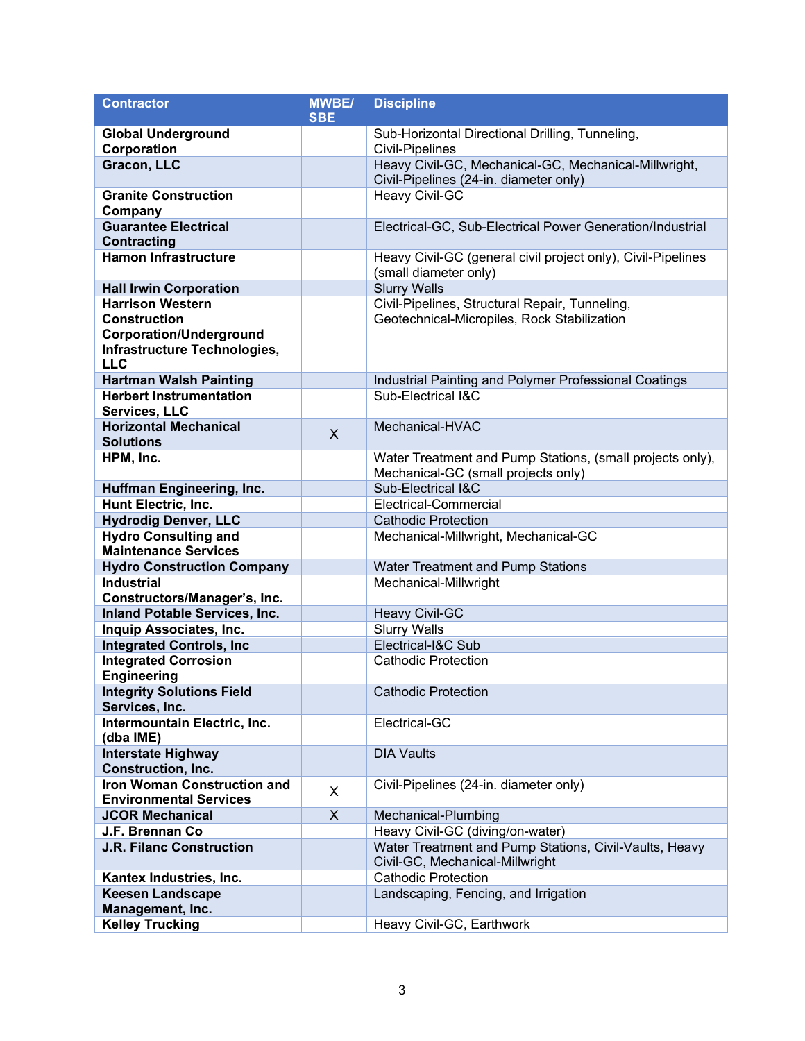| Contractor | MWBE/ SBE | Discipline |
|---|---|---|
| **Global Underground Corporation** | | Sub-Horizontal Directional Drilling, Tunneling, Civil-Pipelines |
| **Gracon, LLC** | | Heavy Civil-GC, Mechanical-GC, Mechanical-Millwright, Civil-Pipelines (24-in. diameter only) |
| **Granite Construction Company** | | Heavy Civil-GC |
| **Guarantee Electrical Contracting** | | Electrical-GC, Sub-Electrical Power Generation/Industrial |
| **Hamon Infrastructure** | | Heavy Civil-GC (general civil project only), Civil-Pipelines (small diameter only) |
| **Hall Irwin Corporation** | | Slurry Walls |
| **Harrison Western Construction Corporation/Underground Infrastructure Technologies, LLC** | | Civil-Pipelines, Structural Repair, Tunneling, Geotechnical-Micropiles, Rock Stabilization |
| **Hartman Walsh Painting** | | Industrial Painting and Polymer Professional Coatings |
| **Herbert Instrumentation Services, LLC** | | Sub-Electrical I&C |
| **Horizontal Mechanical Solutions** | X | Mechanical-HVAC |
| **HPM, Inc.** | | Water Treatment and Pump Stations, (small projects only), Mechanical-GC (small projects only) |
| **Huffman Engineering, Inc.** | | Sub-Electrical I&C |
| **Hunt Electric, Inc.** | | Electrical-Commercial |
| **Hydrodig Denver, LLC** | | Cathodic Protection |
| **Hydro Consulting and Maintenance Services** | | Mechanical-Millwright, Mechanical-GC |
| **Hydro Construction Company** | | Water Treatment and Pump Stations |
| **Industrial Constructors/Manager's, Inc.** | | Mechanical-Millwright |
| **Inland Potable Services, Inc.** | | Heavy Civil-GC |
| **Inquip Associates, Inc.** | | Slurry Walls |
| **Integrated Controls, Inc** | | Electrical-I&C Sub |
| **Integrated Corrosion Engineering** | | Cathodic Protection |
| **Integrity Solutions Field Services, Inc.** | | Cathodic Protection |
| **Intermountain Electric, Inc. (dba IME)** | | Electrical-GC |
| **Interstate Highway Construction, Inc.** | | DIA Vaults |
| **Iron Woman Construction and Environmental Services** | X | Civil-Pipelines (24-in. diameter only) |
| **JCOR Mechanical** | X | Mechanical-Plumbing |
| **J.F. Brennan Co** | | Heavy Civil-GC (diving/on-water) |
| **J.R. Filanc Construction** | | Water Treatment and Pump Stations, Civil-Vaults, Heavy Civil-GC, Mechanical-Millwright |
| **Kantex Industries, Inc.** | | Cathodic Protection |
| **Keesen Landscape Management, Inc.** | | Landscaping, Fencing, and Irrigation |
| **Kelley Trucking** | | Heavy Civil-GC, Earthwork |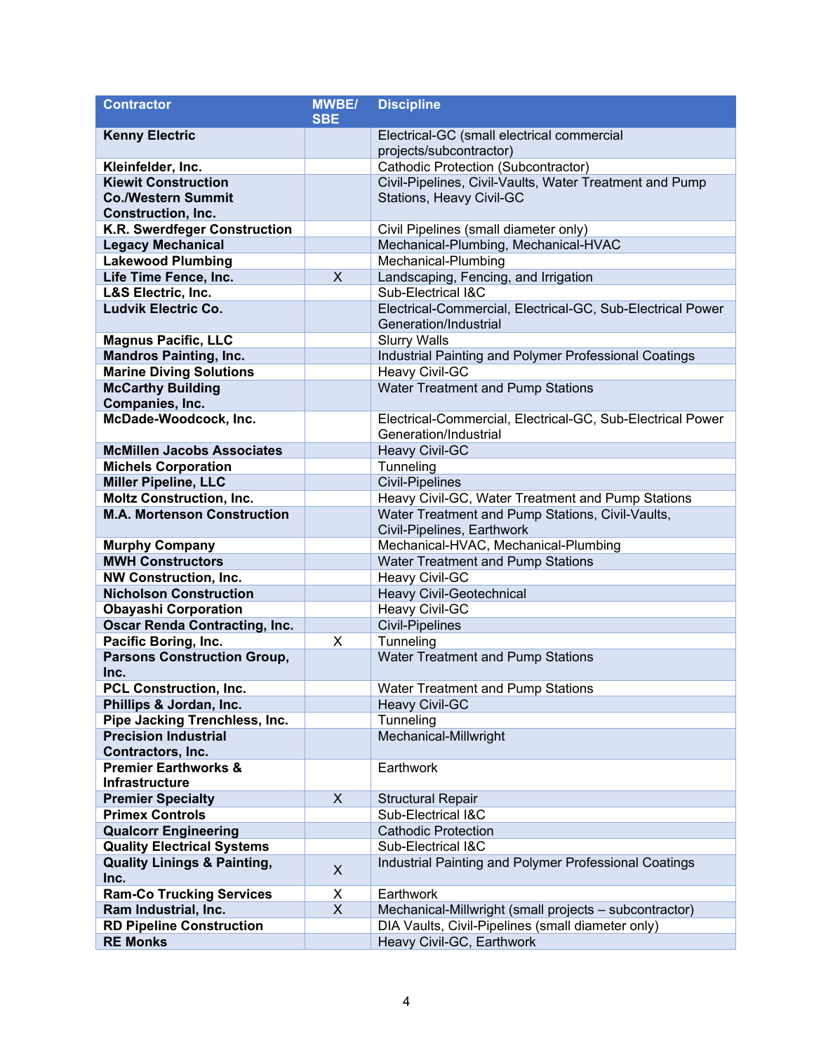| Contractor | MWBE/ SBE | Discipline |
|---|---|---|
| **Kenny Electric** | | Electrical-GC (small electrical commercial projects/subcontractor) |
| **Kleinfelder, Inc.** | | Cathodic Protection (Subcontractor) |
| **Kiewit Construction Co./Western Summit Construction, Inc.** | | Civil-Pipelines, Civil-Vaults, Water Treatment and Pump Stations, Heavy Civil-GC |
| **K.R. Swerdfeger Construction** | | Civil Pipelines (small diameter only) |
| **Legacy Mechanical** | | Mechanical-Plumbing, Mechanical-HVAC |
| **Lakewood Plumbing** | | Mechanical-Plumbing |
| **Life Time Fence, Inc.** | X | Landscaping, Fencing, and Irrigation |
| **L&S Electric, Inc.** | | Sub-Electrical I&C |
| **Ludvik Electric Co.** | | Electrical-Commercial, Electrical-GC, Sub-Electrical Power Generation/Industrial |
| **Magnus Pacific, LLC** | | Slurry Walls |
| **Mandros Painting, Inc.** | | Industrial Painting and Polymer Professional Coatings |
| **Marine Diving Solutions** | | Heavy Civil-GC |
| **McCarthy Building Companies, Inc.** | | Water Treatment and Pump Stations |
| **McDade-Woodcock, Inc.** | | Electrical-Commercial, Electrical-GC, Sub-Electrical Power Generation/Industrial |
| **McMillen Jacobs Associates** | | Heavy Civil-GC |
| **Michels Corporation** | | Tunneling |
| **Miller Pipeline, LLC** | | Civil-Pipelines |
| **Moltz Construction, Inc.** | | Heavy Civil-GC, Water Treatment and Pump Stations |
| **M.A. Mortenson Construction** | | Water Treatment and Pump Stations, Civil-Vaults, Civil-Pipelines, Earthwork |
| **Murphy Company** | | Mechanical-HVAC, Mechanical-Plumbing |
| **MWH Constructors** | | Water Treatment and Pump Stations |
| **NW Construction, Inc.** | | Heavy Civil-GC |
| **Nicholson Construction** | | Heavy Civil-Geotechnical |
| **Obayashi Corporation** | | Heavy Civil-GC |
| **Oscar Renda Contracting, Inc.** | | Civil-Pipelines |
| **Pacific Boring, Inc.** | X | Tunneling |
| **Parsons Construction Group, Inc.** | | Water Treatment and Pump Stations |
| **PCL Construction, Inc.** | | Water Treatment and Pump Stations |
| **Phillips & Jordan, Inc.** | | Heavy Civil-GC |
| **Pipe Jacking Trenchless, Inc.** | | Tunneling |
| **Precision Industrial Contractors, Inc.** | | Mechanical-Millwright |
| **Premier Earthworks & Infrastructure** | | Earthwork |
| **Premier Specialty** | X | Structural Repair |
| **Primex Controls** | | Sub-Electrical I&C |
| **Qualcorr Engineering** | | Cathodic Protection |
| **Quality Electrical Systems** | | Sub-Electrical I&C |
| **Quality Linings & Painting, Inc.** | X | Industrial Painting and Polymer Professional Coatings |
| **Ram-Co Trucking Services** | X | Earthwork |
| **Ram Industrial, Inc.** | X | Mechanical-Millwright (small projects – subcontractor) |
| **RD Pipeline Construction** | | DIA Vaults, Civil-Pipelines (small diameter only) |
| **RE Monks** | | Heavy Civil-GC, Earthwork |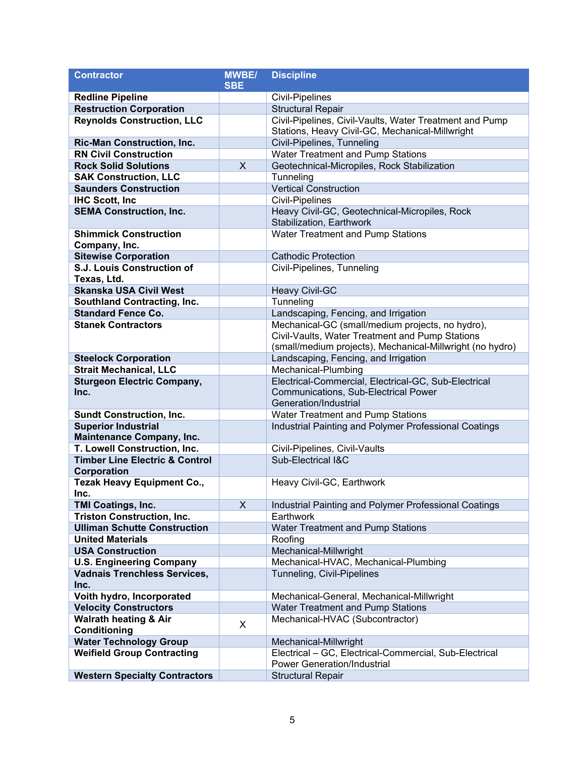| Contractor | MWBE/ SBE | Discipline |
|---|---|---|
| **Redline Pipeline** | | Civil-Pipelines |
| **Restruction Corporation** | | Structural Repair |
| **Reynolds Construction, LLC** | | Civil-Pipelines, Civil-Vaults, Water Treatment and Pump Stations, Heavy Civil-GC, Mechanical-Millwright |
| **Ric-Man Construction, Inc.** | | Civil-Pipelines, Tunneling |
| **RN Civil Construction** | | Water Treatment and Pump Stations |
| **Rock Solid Solutions** | X | Geotechnical-Micropiles, Rock Stabilization |
| **SAK Construction, LLC** | | Tunneling |
| **Saunders Construction** | | Vertical Construction |
| **IHC Scott, Inc** | | Civil-Pipelines |
| **SEMA Construction, Inc.** | | Heavy Civil-GC, Geotechnical-Micropiles, Rock Stabilization, Earthwork |
| **Shimmick Construction Company, Inc.** | | Water Treatment and Pump Stations |
| **Sitewise Corporation** | | Cathodic Protection |
| **S.J. Louis Construction of Texas, Ltd.** | | Civil-Pipelines, Tunneling |
| **Skanska USA Civil West** | | Heavy Civil-GC |
| **Southland Contracting, Inc.** | | Tunneling |
| **Standard Fence Co.** | | Landscaping, Fencing, and Irrigation |
| **Stanek Contractors** | | Mechanical-GC (small/medium projects, no hydro), Civil-Vaults, Water Treatment and Pump Stations (small/medium projects), Mechanical-Millwright (no hydro) |
| **Steelock Corporation** | | Landscaping, Fencing, and Irrigation |
| **Strait Mechanical, LLC** | | Mechanical-Plumbing |
| **Sturgeon Electric Company, Inc.** | | Electrical-Commercial, Electrical-GC, Sub-Electrical Communications, Sub-Electrical Power Generation/Industrial |
| **Sundt Construction, Inc.** | | Water Treatment and Pump Stations |
| **Superior Industrial Maintenance Company, Inc.** | | Industrial Painting and Polymer Professional Coatings |
| **T. Lowell Construction, Inc.** | | Civil-Pipelines, Civil-Vaults |
| **Timber Line Electric & Control Corporation** | | Sub-Electrical I&C |
| **Tezak Heavy Equipment Co., Inc.** | | Heavy Civil-GC, Earthwork |
| **TMI Coatings, Inc.** | X | Industrial Painting and Polymer Professional Coatings |
| **Triston Construction, Inc.** | | Earthwork |
| **Ulliman Schutte Construction** | | Water Treatment and Pump Stations |
| **United Materials** | | Roofing |
| **USA Construction** | | Mechanical-Millwright |
| **U.S. Engineering Company** | | Mechanical-HVAC, Mechanical-Plumbing |
| **Vadnais Trenchless Services, Inc.** | | Tunneling, Civil-Pipelines |
| **Voith hydro, Incorporated** | | Mechanical-General, Mechanical-Millwright |
| **Velocity Constructors** | | Water Treatment and Pump Stations |
| **Walrath heating & Air Conditioning** | X | Mechanical-HVAC (Subcontractor) |
| **Water Technology Group** | | Mechanical-Millwright |
| **Weifield Group Contracting** | | Electrical – GC, Electrical-Commercial, Sub-Electrical Power Generation/Industrial |
| **Western Specialty Contractors** | | Structural Repair |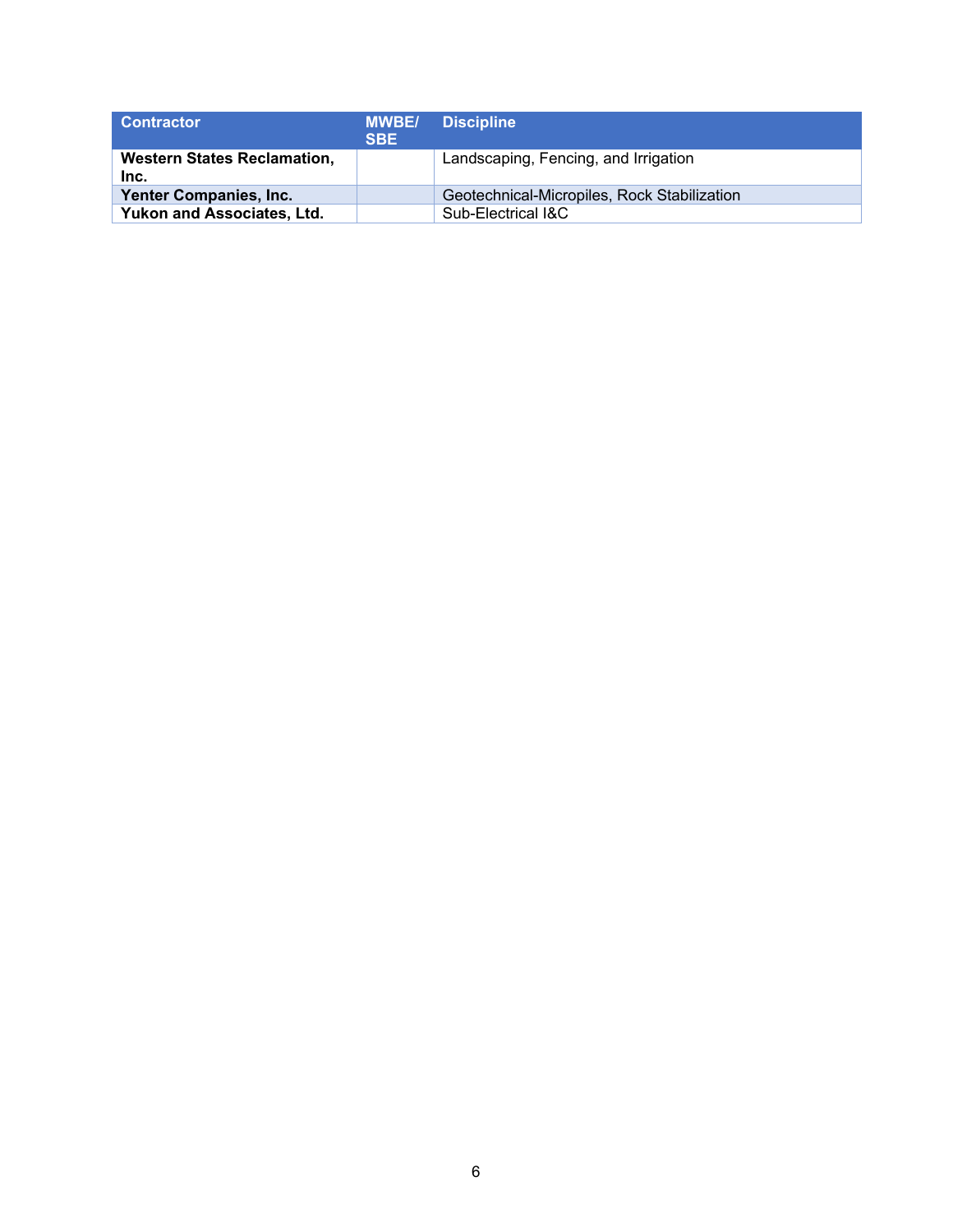| Contractor | MWBE/ SBE | Discipline |
|---|---|---|
| **Western States Reclamation, Inc.** | | Landscaping, Fencing, and Irrigation |
| **Yenter Companies, Inc.** | | Geotechnical-Micropiles, Rock Stabilization |
| **Yukon and Associates, Ltd.** | | Sub-Electrical I&C |